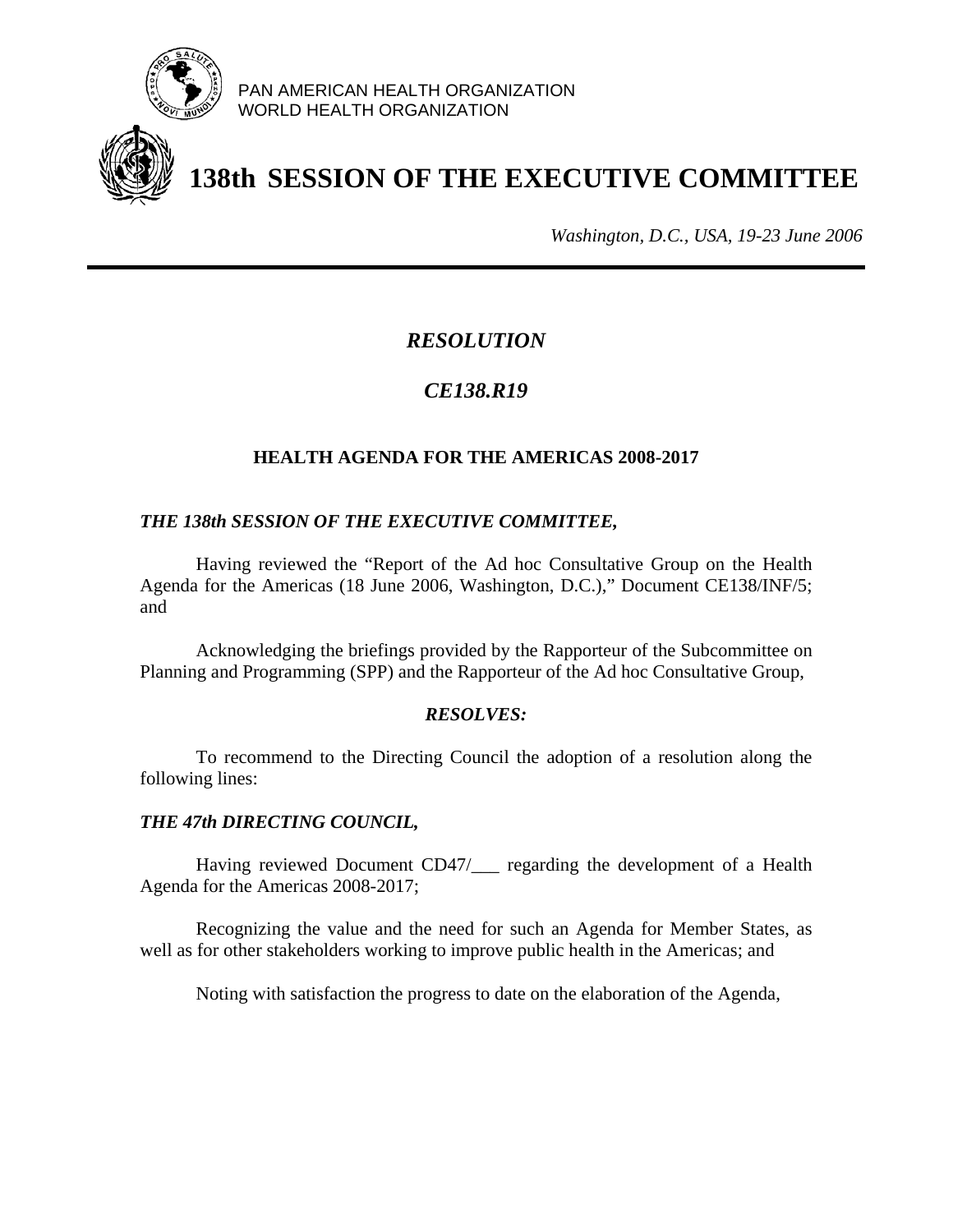PAN AMERICAN HEALTH ORGANIZATION
WORLD HEALTH ORGANIZATION

# 138th SESSION OF THE EXECUTIVE COMMITTEE

*Washington, D.C., USA, 19-23 June 2006*

---

## *RESOLUTION*

## *CE138.R19*

### HEALTH AGENDA FOR THE AMERICAS 2008-2017

***THE 138th SESSION OF THE EXECUTIVE COMMITTEE,***

Having reviewed the "Report of the Ad hoc Consultative Group on the Health Agenda for the Americas (18 June 2006, Washington, D.C.)," Document CE138/INF/5; and

Acknowledging the briefings provided by the Rapporteur of the Subcommittee on Planning and Programming (SPP) and the Rapporteur of the Ad hoc Consultative Group,

***RESOLVES:***

To recommend to the Directing Council the adoption of a resolution along the following lines:

***THE 47th DIRECTING COUNCIL,***

Having reviewed Document CD47/___ regarding the development of a Health Agenda for the Americas 2008-2017;

Recognizing the value and the need for such an Agenda for Member States, as well as for other stakeholders working to improve public health in the Americas; and

Noting with satisfaction the progress to date on the elaboration of the Agenda,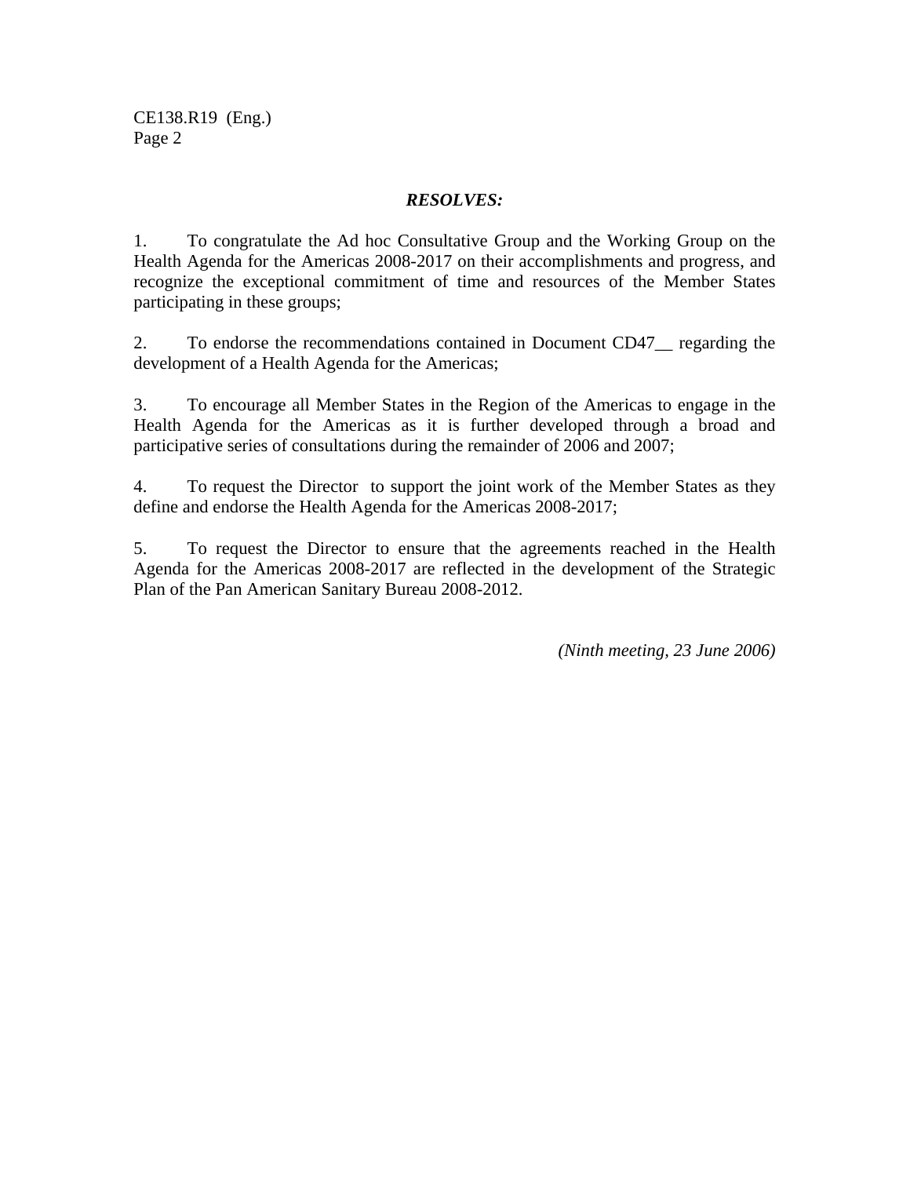***RESOLVES:***

1. To congratulate the Ad hoc Consultative Group and the Working Group on the Health Agenda for the Americas 2008-2017 on their accomplishments and progress, and recognize the exceptional commitment of time and resources of the Member States participating in these groups;

2. To endorse the recommendations contained in Document CD47__ regarding the development of a Health Agenda for the Americas;

3. To encourage all Member States in the Region of the Americas to engage in the Health Agenda for the Americas as it is further developed through a broad and participative series of consultations during the remainder of 2006 and 2007;

4. To request the Director to support the joint work of the Member States as they define and endorse the Health Agenda for the Americas 2008-2017;

5. To request the Director to ensure that the agreements reached in the Health Agenda for the Americas 2008-2017 are reflected in the development of the Strategic Plan of the Pan American Sanitary Bureau 2008-2012.

*(Ninth meeting, 23 June 2006)*